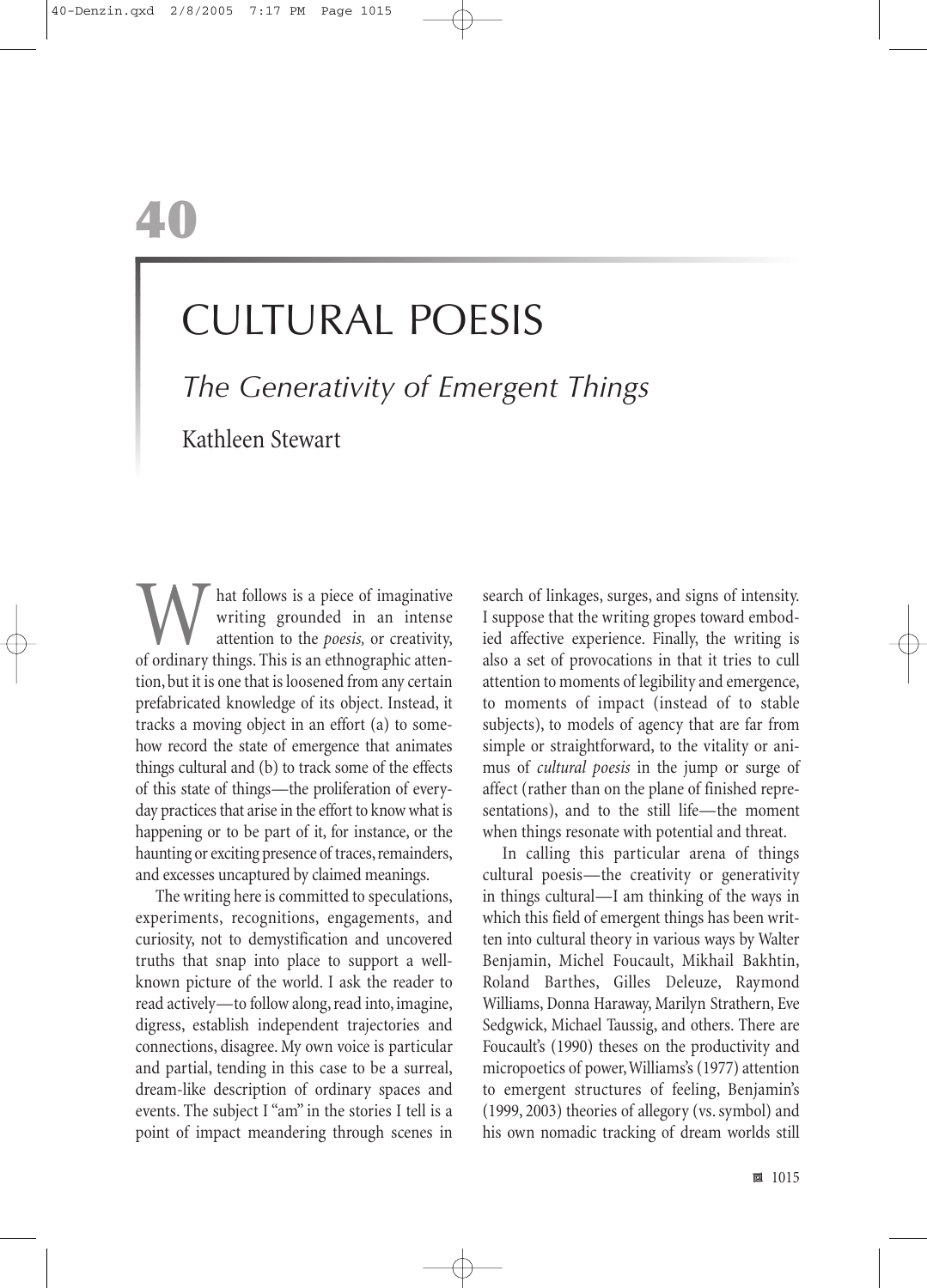# 40

# CULTURAL POESIS

## *The Generativity of Emergent Things*

Kathleen Stewart

What follows is a piece of imaginative writing grounded in an intense attention to the *poesis,* or creativity, of ordinary things. This is an ethnographic attention, but it is one that is loosened from any certain prefabricated knowledge of its object. Instead, it tracks a moving object in an effort (a) to somehow record the state of emergence that animates things cultural and (b) to track some of the effects of this state of things—the proliferation of everyday practices that arise in the effort to know what is happening or to be part of it, for instance, or the haunting or exciting presence of traces, remainders, and excesses uncaptured by claimed meanings.

The writing here is committed to speculations, experiments, recognitions, engagements, and curiosity, not to demystification and uncovered truths that snap into place to support a well-known picture of the world. I ask the reader to read actively—to follow along, read into, imagine, digress, establish independent trajectories and connections, disagree. My own voice is particular and partial, tending in this case to be a surreal, dream-like description of ordinary spaces and events. The subject I "am" in the stories I tell is a point of impact meandering through scenes in search of linkages, surges, and signs of intensity. I suppose that the writing gropes toward embodied affective experience. Finally, the writing is also a set of provocations in that it tries to cull attention to moments of legibility and emergence, to moments of impact (instead of to stable subjects), to models of agency that are far from simple or straightforward, to the vitality or animus of *cultural poesis* in the jump or surge of affect (rather than on the plane of finished representations), and to the still life—the moment when things resonate with potential and threat.

In calling this particular arena of things cultural poesis—the creativity or generativity in things cultural—I am thinking of the ways in which this field of emergent things has been written into cultural theory in various ways by Walter Benjamin, Michel Foucault, Mikhail Bakhtin, Roland Barthes, Gilles Deleuze, Raymond Williams, Donna Haraway, Marilyn Strathern, Eve Sedgwick, Michael Taussig, and others. There are Foucault's (1990) theses on the productivity and micropoetics of power, Williams's (1977) attention to emergent structures of feeling, Benjamin's (1999, 2003) theories of allegory (vs. symbol) and his own nomadic tracking of dream worlds still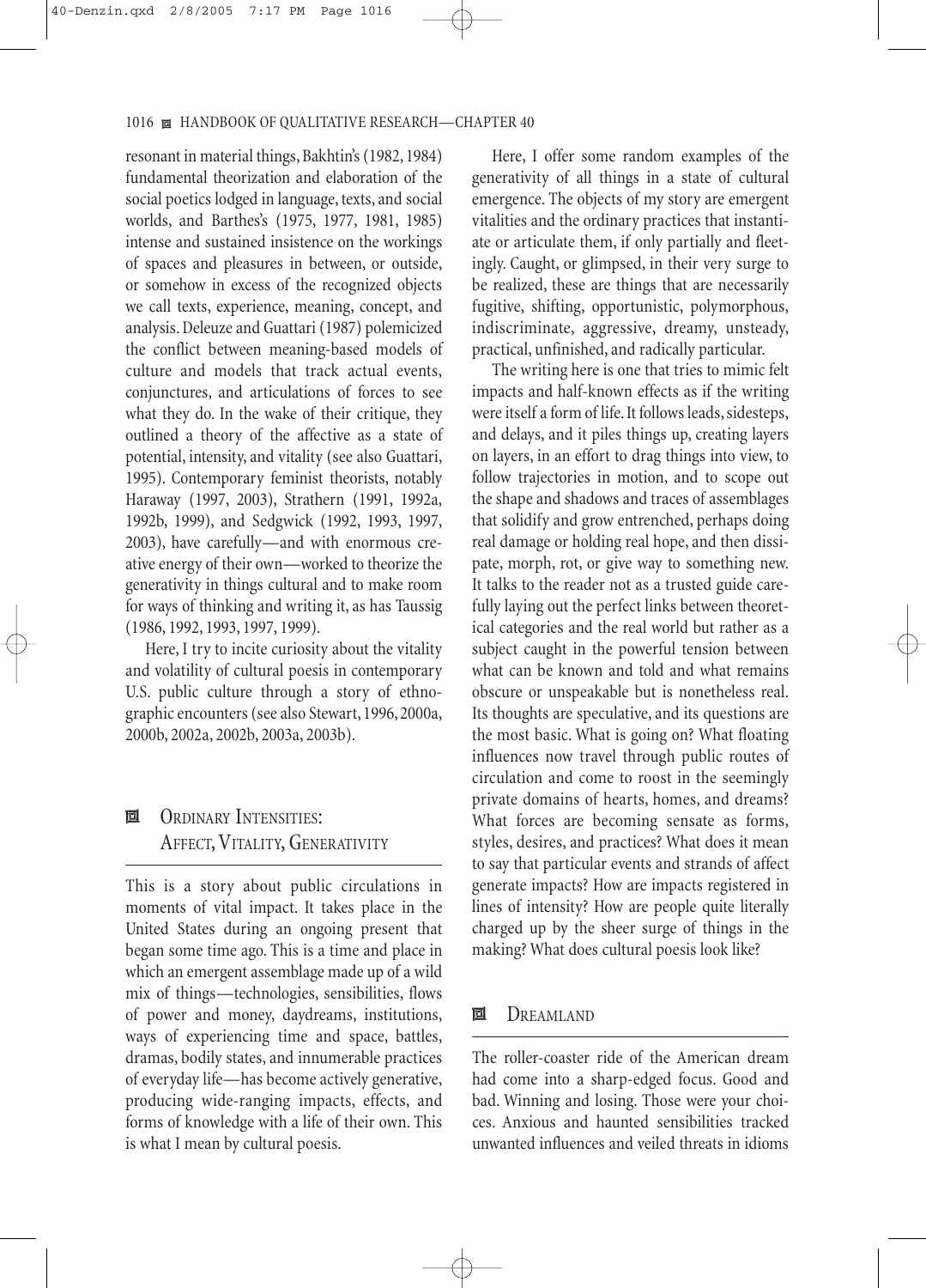resonant in material things, Bakhtin's (1982, 1984) fundamental theorization and elaboration of the social poetics lodged in language, texts, and social worlds, and Barthes's (1975, 1977, 1981, 1985) intense and sustained insistence on the workings of spaces and pleasures in between, or outside, or somehow in excess of the recognized objects we call texts, experience, meaning, concept, and analysis. Deleuze and Guattari (1987) polemicized the conflict between meaning-based models of culture and models that track actual events, conjunctures, and articulations of forces to see what they do. In the wake of their critique, they outlined a theory of the affective as a state of potential, intensity, and vitality (see also Guattari, 1995). Contemporary feminist theorists, notably Haraway (1997, 2003), Strathern (1991, 1992a, 1992b, 1999), and Sedgwick (1992, 1993, 1997, 2003), have carefully—and with enormous creative energy of their own—worked to theorize the generativity in things cultural and to make room for ways of thinking and writing it, as has Taussig (1986, 1992, 1993, 1997, 1999).

Here, I try to incite curiosity about the vitality and volatility of cultural poesis in contemporary U.S. public culture through a story of ethnographic encounters (see also Stewart, 1996, 2000a, 2000b, 2002a, 2002b, 2003a, 2003b).

## Ordinary Intensities: Affect, Vitality, Generativity

This is a story about public circulations in moments of vital impact. It takes place in the United States during an ongoing present that began some time ago. This is a time and place in which an emergent assemblage made up of a wild mix of things—technologies, sensibilities, flows of power and money, daydreams, institutions, ways of experiencing time and space, battles, dramas, bodily states, and innumerable practices of everyday life—has become actively generative, producing wide-ranging impacts, effects, and forms of knowledge with a life of their own. This is what I mean by cultural poesis.

Here, I offer some random examples of the generativity of all things in a state of cultural emergence. The objects of my story are emergent vitalities and the ordinary practices that instantiate or articulate them, if only partially and fleetingly. Caught, or glimpsed, in their very surge to be realized, these are things that are necessarily fugitive, shifting, opportunistic, polymorphous, indiscriminate, aggressive, dreamy, unsteady, practical, unfinished, and radically particular.

The writing here is one that tries to mimic felt impacts and half-known effects as if the writing were itself a form of life. It follows leads, sidesteps, and delays, and it piles things up, creating layers on layers, in an effort to drag things into view, to follow trajectories in motion, and to scope out the shape and shadows and traces of assemblages that solidify and grow entrenched, perhaps doing real damage or holding real hope, and then dissipate, morph, rot, or give way to something new. It talks to the reader not as a trusted guide carefully laying out the perfect links between theoretical categories and the real world but rather as a subject caught in the powerful tension between what can be known and told and what remains obscure or unspeakable but is nonetheless real. Its thoughts are speculative, and its questions are the most basic. What is going on? What floating influences now travel through public routes of circulation and come to roost in the seemingly private domains of hearts, homes, and dreams? What forces are becoming sensate as forms, styles, desires, and practices? What does it mean to say that particular events and strands of affect generate impacts? How are impacts registered in lines of intensity? How are people quite literally charged up by the sheer surge of things in the making? What does cultural poesis look like?

## Dreamland

The roller-coaster ride of the American dream had come into a sharp-edged focus. Good and bad. Winning and losing. Those were your choices. Anxious and haunted sensibilities tracked unwanted influences and veiled threats in idioms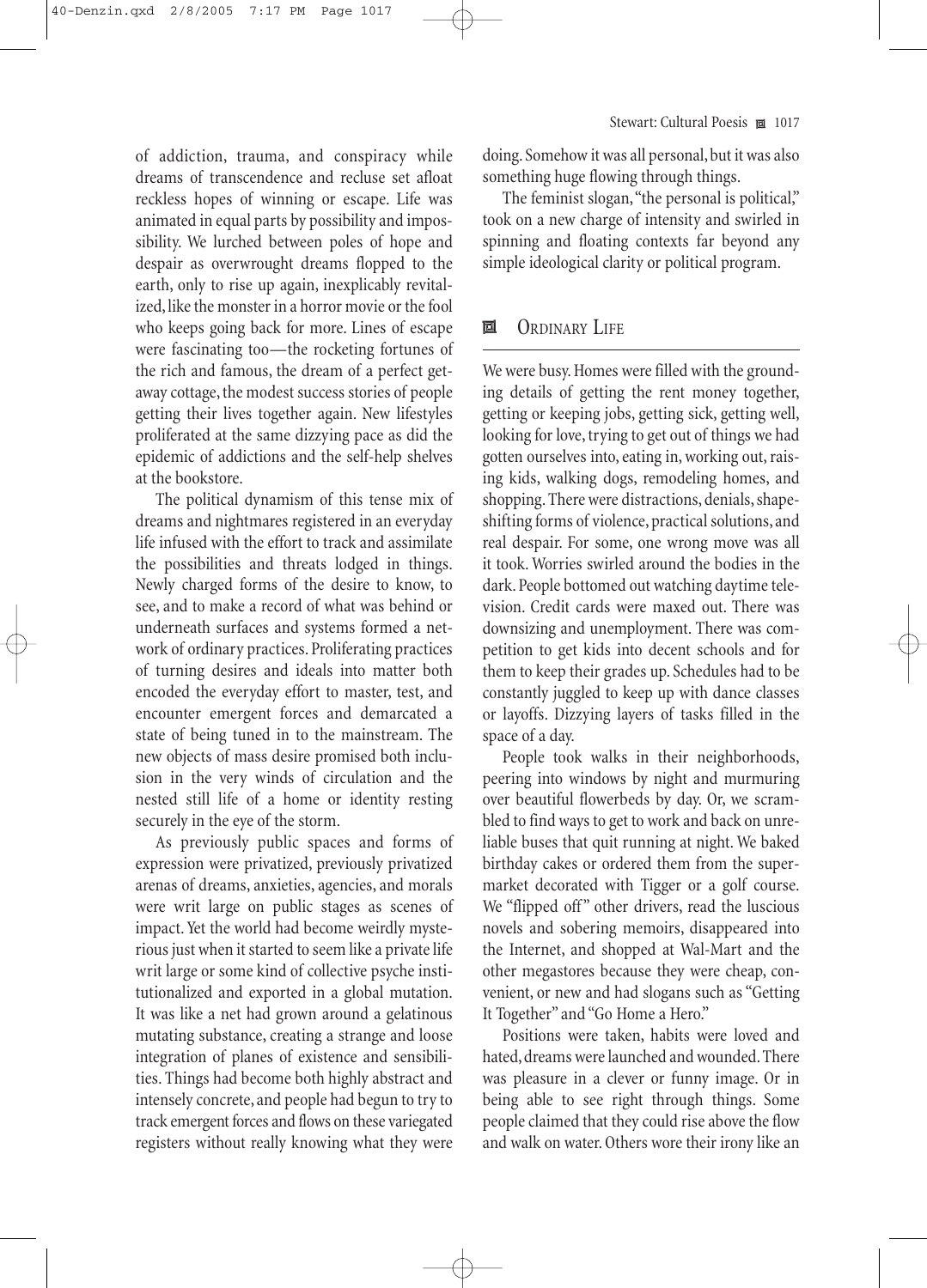of addiction, trauma, and conspiracy while dreams of transcendence and recluse set afloat reckless hopes of winning or escape. Life was animated in equal parts by possibility and impossibility. We lurched between poles of hope and despair as overwrought dreams flopped to the earth, only to rise up again, inexplicably revitalized, like the monster in a horror movie or the fool who keeps going back for more. Lines of escape were fascinating too—the rocketing fortunes of the rich and famous, the dream of a perfect getaway cottage, the modest success stories of people getting their lives together again. New lifestyles proliferated at the same dizzying pace as did the epidemic of addictions and the self-help shelves at the bookstore.

The political dynamism of this tense mix of dreams and nightmares registered in an everyday life infused with the effort to track and assimilate the possibilities and threats lodged in things. Newly charged forms of the desire to know, to see, and to make a record of what was behind or underneath surfaces and systems formed a network of ordinary practices. Proliferating practices of turning desires and ideals into matter both encoded the everyday effort to master, test, and encounter emergent forces and demarcated a state of being tuned in to the mainstream. The new objects of mass desire promised both inclusion in the very winds of circulation and the nested still life of a home or identity resting securely in the eye of the storm.

As previously public spaces and forms of expression were privatized, previously privatized arenas of dreams, anxieties, agencies, and morals were writ large on public stages as scenes of impact. Yet the world had become weirdly mysterious just when it started to seem like a private life writ large or some kind of collective psyche institutionalized and exported in a global mutation. It was like a net had grown around a gelatinous mutating substance, creating a strange and loose integration of planes of existence and sensibilities. Things had become both highly abstract and intensely concrete, and people had begun to try to track emergent forces and flows on these variegated registers without really knowing what they were doing. Somehow it was all personal, but it was also something huge flowing through things.

The feminist slogan, "the personal is political," took on a new charge of intensity and swirled in spinning and floating contexts far beyond any simple ideological clarity or political program.

## Ordinary Life

We were busy. Homes were filled with the grounding details of getting the rent money together, getting or keeping jobs, getting sick, getting well, looking for love, trying to get out of things we had gotten ourselves into, eating in, working out, raising kids, walking dogs, remodeling homes, and shopping. There were distractions, denials, shapeshifting forms of violence, practical solutions, and real despair. For some, one wrong move was all it took. Worries swirled around the bodies in the dark. People bottomed out watching daytime television. Credit cards were maxed out. There was downsizing and unemployment. There was competition to get kids into decent schools and for them to keep their grades up. Schedules had to be constantly juggled to keep up with dance classes or layoffs. Dizzying layers of tasks filled in the space of a day.

People took walks in their neighborhoods, peering into windows by night and murmuring over beautiful flowerbeds by day. Or, we scrambled to find ways to get to work and back on unreliable buses that quit running at night. We baked birthday cakes or ordered them from the supermarket decorated with Tigger or a golf course. We "flipped off" other drivers, read the luscious novels and sobering memoirs, disappeared into the Internet, and shopped at Wal-Mart and the other megastores because they were cheap, convenient, or new and had slogans such as "Getting It Together" and "Go Home a Hero."

Positions were taken, habits were loved and hated, dreams were launched and wounded. There was pleasure in a clever or funny image. Or in being able to see right through things. Some people claimed that they could rise above the flow and walk on water. Others wore their irony like an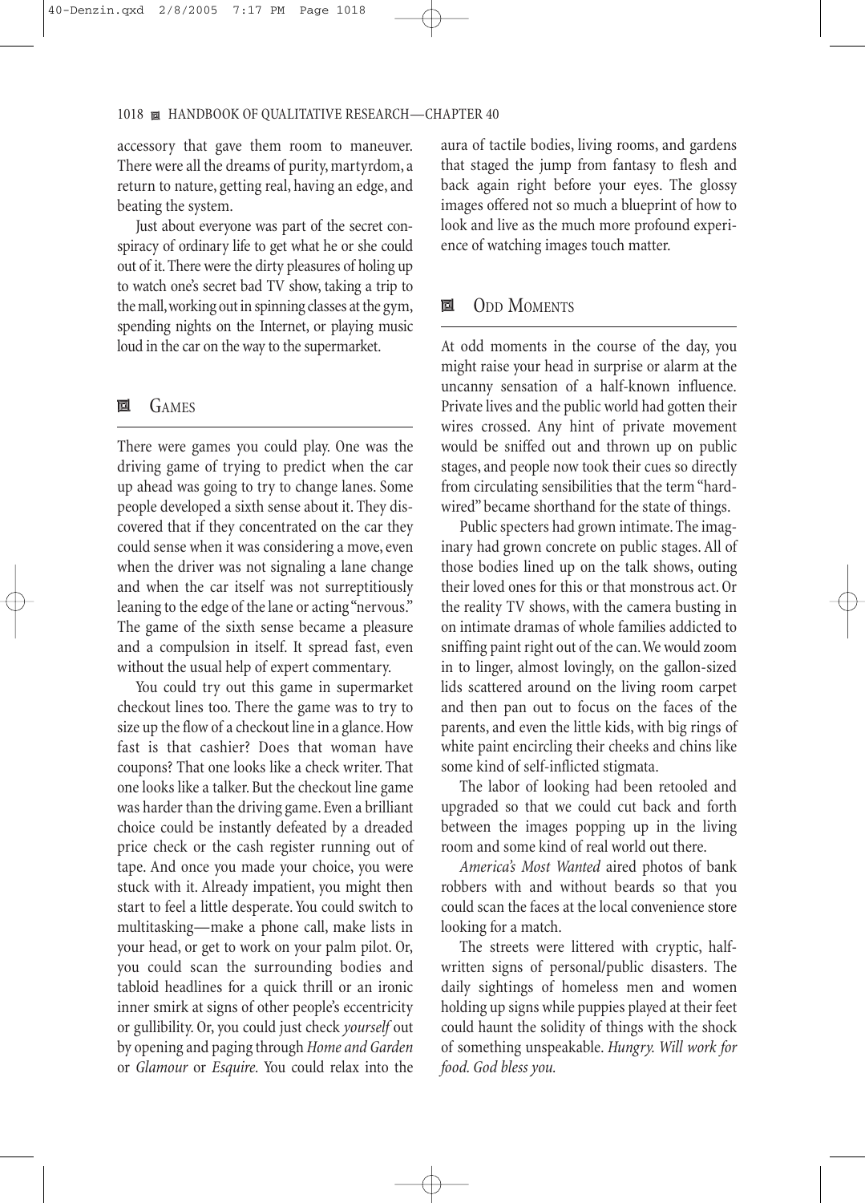accessory that gave them room to maneuver. There were all the dreams of purity, martyrdom, a return to nature, getting real, having an edge, and beating the system.

Just about everyone was part of the secret conspiracy of ordinary life to get what he or she could out of it. There were the dirty pleasures of holing up to watch one's secret bad TV show, taking a trip to the mall, working out in spinning classes at the gym, spending nights on the Internet, or playing music loud in the car on the way to the supermarket.

## Games

There were games you could play. One was the driving game of trying to predict when the car up ahead was going to try to change lanes. Some people developed a sixth sense about it. They discovered that if they concentrated on the car they could sense when it was considering a move, even when the driver was not signaling a lane change and when the car itself was not surreptitiously leaning to the edge of the lane or acting "nervous." The game of the sixth sense became a pleasure and a compulsion in itself. It spread fast, even without the usual help of expert commentary.

You could try out this game in supermarket checkout lines too. There the game was to try to size up the flow of a checkout line in a glance. How fast is that cashier? Does that woman have coupons? That one looks like a check writer. That one looks like a talker. But the checkout line game was harder than the driving game. Even a brilliant choice could be instantly defeated by a dreaded price check or the cash register running out of tape. And once you made your choice, you were stuck with it. Already impatient, you might then start to feel a little desperate. You could switch to multitasking—make a phone call, make lists in your head, or get to work on your palm pilot. Or, you could scan the surrounding bodies and tabloid headlines for a quick thrill or an ironic inner smirk at signs of other people's eccentricity or gullibility. Or, you could just check *yourself* out by opening and paging through *Home and Garden* or *Glamour* or *Esquire*. You could relax into the aura of tactile bodies, living rooms, and gardens that staged the jump from fantasy to flesh and back again right before your eyes. The glossy images offered not so much a blueprint of how to look and live as the much more profound experience of watching images touch matter.

## Odd Moments

At odd moments in the course of the day, you might raise your head in surprise or alarm at the uncanny sensation of a half-known influence. Private lives and the public world had gotten their wires crossed. Any hint of private movement would be sniffed out and thrown up on public stages, and people now took their cues so directly from circulating sensibilities that the term "hardwired" became shorthand for the state of things.

Public specters had grown intimate. The imaginary had grown concrete on public stages. All of those bodies lined up on the talk shows, outing their loved ones for this or that monstrous act. Or the reality TV shows, with the camera busting in on intimate dramas of whole families addicted to sniffing paint right out of the can. We would zoom in to linger, almost lovingly, on the gallon-sized lids scattered around on the living room carpet and then pan out to focus on the faces of the parents, and even the little kids, with big rings of white paint encircling their cheeks and chins like some kind of self-inflicted stigmata.

The labor of looking had been retooled and upgraded so that we could cut back and forth between the images popping up in the living room and some kind of real world out there.

*America's Most Wanted* aired photos of bank robbers with and without beards so that you could scan the faces at the local convenience store looking for a match.

The streets were littered with cryptic, half-written signs of personal/public disasters. The daily sightings of homeless men and women holding up signs while puppies played at their feet could haunt the solidity of things with the shock of something unspeakable. *Hungry. Will work for food. God bless you.*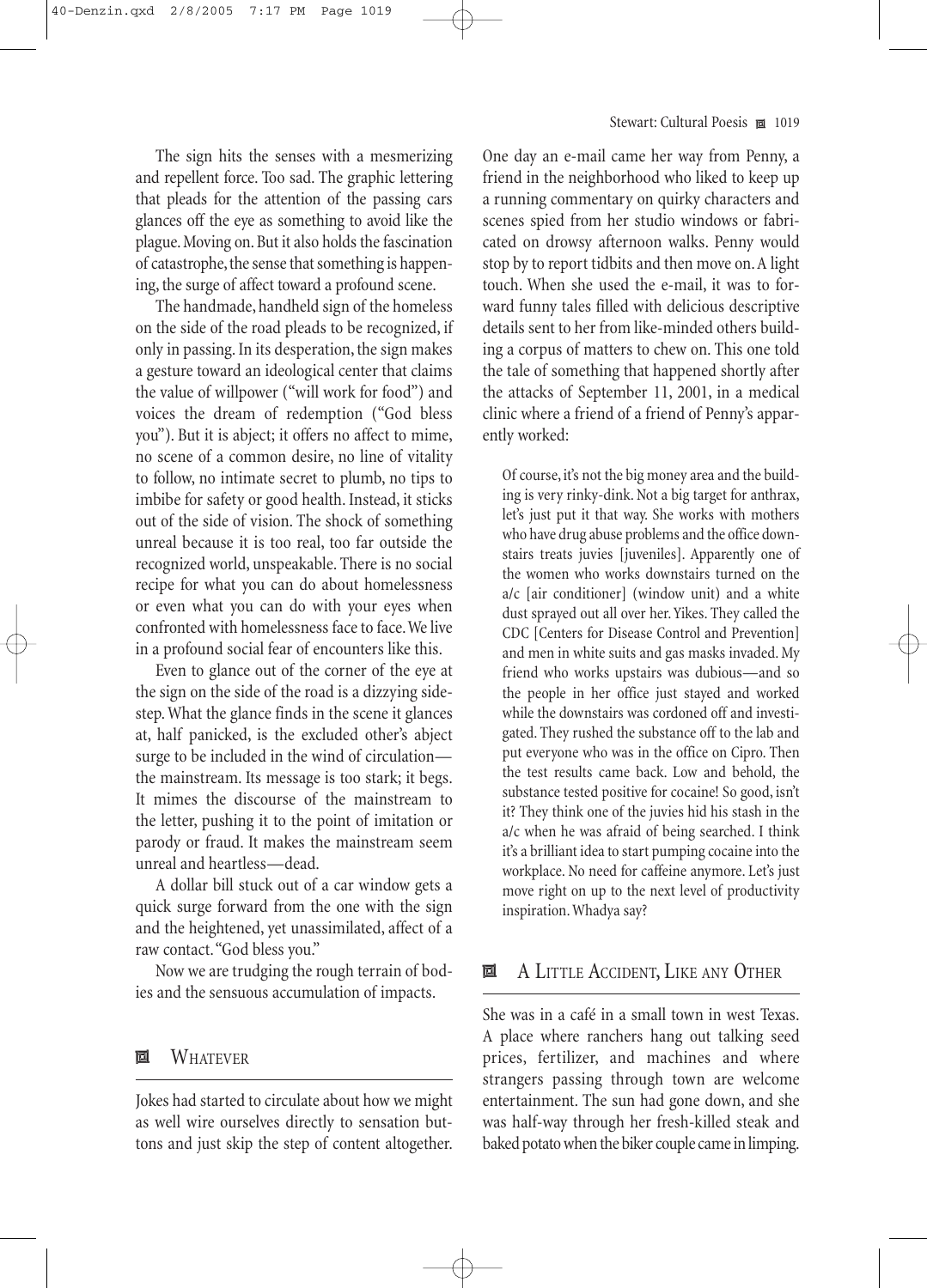The sign hits the senses with a mesmerizing and repellent force. Too sad. The graphic lettering that pleads for the attention of the passing cars glances off the eye as something to avoid like the plague. Moving on. But it also holds the fascination of catastrophe, the sense that something is happening, the surge of affect toward a profound scene.

The handmade, handheld sign of the homeless on the side of the road pleads to be recognized, if only in passing. In its desperation, the sign makes a gesture toward an ideological center that claims the value of willpower ("will work for food") and voices the dream of redemption ("God bless you"). But it is abject; it offers no affect to mime, no scene of a common desire, no line of vitality to follow, no intimate secret to plumb, no tips to imbibe for safety or good health. Instead, it sticks out of the side of vision. The shock of something unreal because it is too real, too far outside the recognized world, unspeakable. There is no social recipe for what you can do about homelessness or even what you can do with your eyes when confronted with homelessness face to face. We live in a profound social fear of encounters like this.

Even to glance out of the corner of the eye at the sign on the side of the road is a dizzying sidestep. What the glance finds in the scene it glances at, half panicked, is the excluded other's abject surge to be included in the wind of circulation—the mainstream. Its message is too stark; it begs. It mimes the discourse of the mainstream to the letter, pushing it to the point of imitation or parody or fraud. It makes the mainstream seem unreal and heartless—dead.

A dollar bill stuck out of a car window gets a quick surge forward from the one with the sign and the heightened, yet unassimilated, affect of a raw contact. "God bless you."

Now we are trudging the rough terrain of bodies and the sensuous accumulation of impacts.

## Whatever

Jokes had started to circulate about how we might as well wire ourselves directly to sensation buttons and just skip the step of content altogether. One day an e-mail came her way from Penny, a friend in the neighborhood who liked to keep up a running commentary on quirky characters and scenes spied from her studio windows or fabricated on drowsy afternoon walks. Penny would stop by to report tidbits and then move on. A light touch. When she used the e-mail, it was to forward funny tales filled with delicious descriptive details sent to her from like-minded others building a corpus of matters to chew on. This one told the tale of something that happened shortly after the attacks of September 11, 2001, in a medical clinic where a friend of a friend of Penny's apparently worked:

> Of course, it's not the big money area and the building is very rinky-dink. Not a big target for anthrax, let's just put it that way. She works with mothers who have drug abuse problems and the office downstairs treats juvies [juveniles]. Apparently one of the women who works downstairs turned on the a/c [air conditioner] (window unit) and a white dust sprayed out all over her. Yikes. They called the CDC [Centers for Disease Control and Prevention] and men in white suits and gas masks invaded. My friend who works upstairs was dubious—and so the people in her office just stayed and worked while the downstairs was cordoned off and investigated. They rushed the substance off to the lab and put everyone who was in the office on Cipro. Then the test results came back. Low and behold, the substance tested positive for cocaine! So good, isn't it? They think one of the juvies hid his stash in the a/c when he was afraid of being searched. I think it's a brilliant idea to start pumping cocaine into the workplace. No need for caffeine anymore. Let's just move right on up to the next level of productivity inspiration. Whadya say?

## A Little Accident, Like any Other

She was in a café in a small town in west Texas. A place where ranchers hang out talking seed prices, fertilizer, and machines and where strangers passing through town are welcome entertainment. The sun had gone down, and she was half-way through her fresh-killed steak and baked potato when the biker couple came in limping.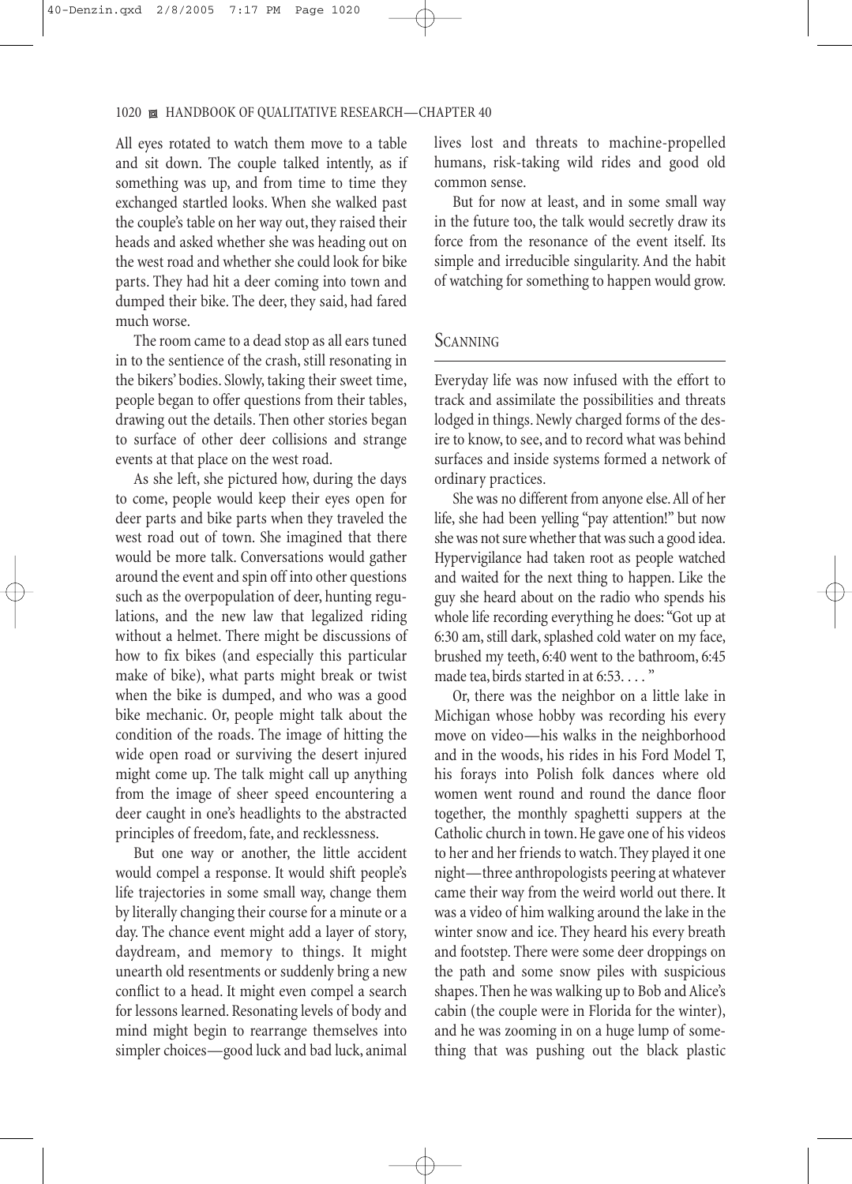All eyes rotated to watch them move to a table and sit down. The couple talked intently, as if something was up, and from time to time they exchanged startled looks. When she walked past the couple's table on her way out, they raised their heads and asked whether she was heading out on the west road and whether she could look for bike parts. They had hit a deer coming into town and dumped their bike. The deer, they said, had fared much worse.

The room came to a dead stop as all ears tuned in to the sentience of the crash, still resonating in the bikers' bodies. Slowly, taking their sweet time, people began to offer questions from their tables, drawing out the details. Then other stories began to surface of other deer collisions and strange events at that place on the west road.

As she left, she pictured how, during the days to come, people would keep their eyes open for deer parts and bike parts when they traveled the west road out of town. She imagined that there would be more talk. Conversations would gather around the event and spin off into other questions such as the overpopulation of deer, hunting regulations, and the new law that legalized riding without a helmet. There might be discussions of how to fix bikes (and especially this particular make of bike), what parts might break or twist when the bike is dumped, and who was a good bike mechanic. Or, people might talk about the condition of the roads. The image of hitting the wide open road or surviving the desert injured might come up. The talk might call up anything from the image of sheer speed encountering a deer caught in one's headlights to the abstracted principles of freedom, fate, and recklessness.

But one way or another, the little accident would compel a response. It would shift people's life trajectories in some small way, change them by literally changing their course for a minute or a day. The chance event might add a layer of story, daydream, and memory to things. It might unearth old resentments or suddenly bring a new conflict to a head. It might even compel a search for lessons learned. Resonating levels of body and mind might begin to rearrange themselves into simpler choices—good luck and bad luck, animal lives lost and threats to machine-propelled humans, risk-taking wild rides and good old common sense.

But for now at least, and in some small way in the future too, the talk would secretly draw its force from the resonance of the event itself. Its simple and irreducible singularity. And the habit of watching for something to happen would grow.

## Scanning

Everyday life was now infused with the effort to track and assimilate the possibilities and threats lodged in things. Newly charged forms of the desire to know, to see, and to record what was behind surfaces and inside systems formed a network of ordinary practices.

She was no different from anyone else. All of her life, she had been yelling "pay attention!" but now she was not sure whether that was such a good idea. Hypervigilance had taken root as people watched and waited for the next thing to happen. Like the guy she heard about on the radio who spends his whole life recording everything he does: "Got up at 6:30 am, still dark, splashed cold water on my face, brushed my teeth, 6:40 went to the bathroom, 6:45 made tea, birds started in at 6:53. . . . "

Or, there was the neighbor on a little lake in Michigan whose hobby was recording his every move on video—his walks in the neighborhood and in the woods, his rides in his Ford Model T, his forays into Polish folk dances where old women went round and round the dance floor together, the monthly spaghetti suppers at the Catholic church in town. He gave one of his videos to her and her friends to watch. They played it one night—three anthropologists peering at whatever came their way from the weird world out there. It was a video of him walking around the lake in the winter snow and ice. They heard his every breath and footstep. There were some deer droppings on the path and some snow piles with suspicious shapes. Then he was walking up to Bob and Alice's cabin (the couple were in Florida for the winter), and he was zooming in on a huge lump of something that was pushing out the black plastic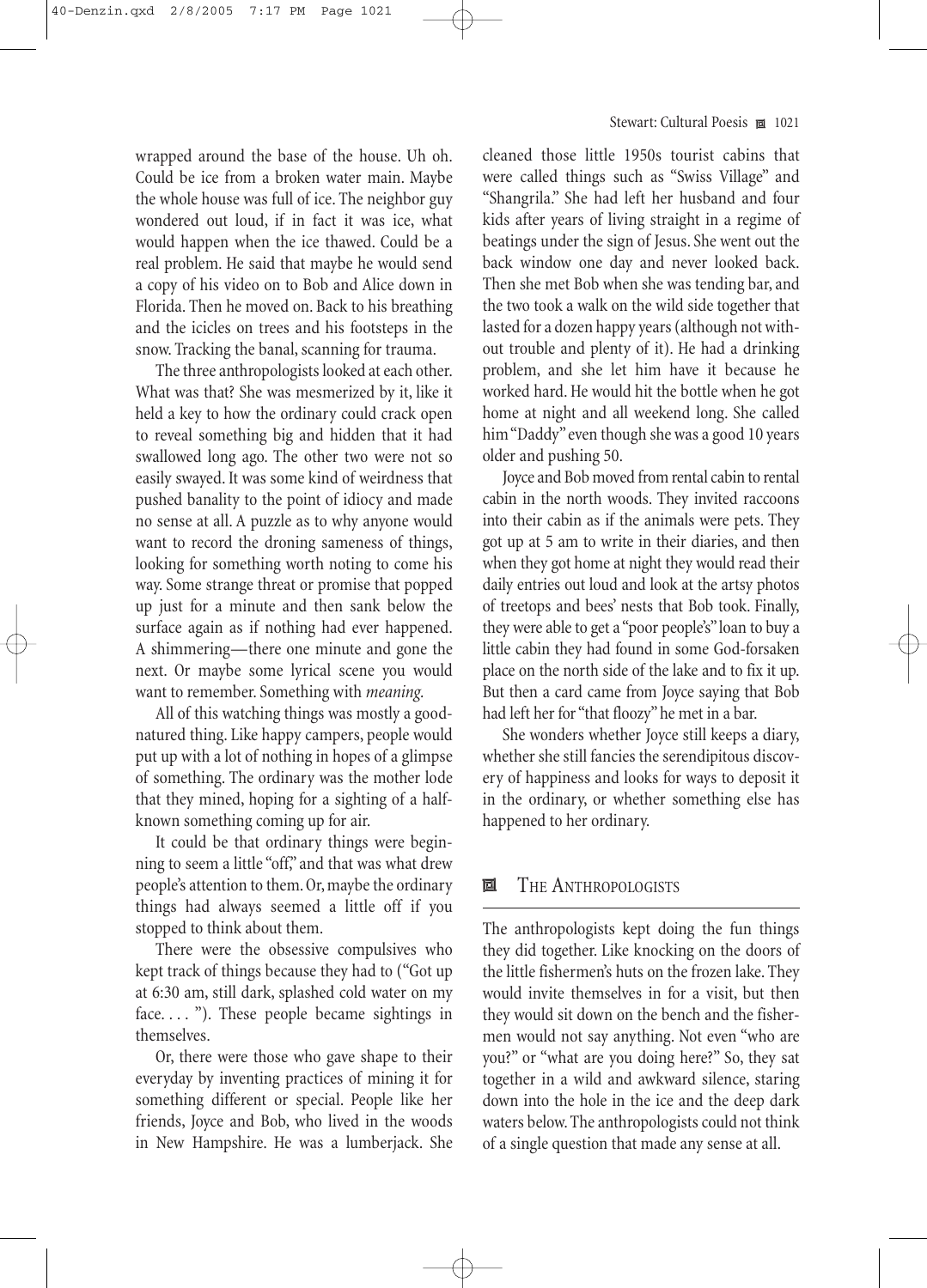wrapped around the base of the house. Uh oh. Could be ice from a broken water main. Maybe the whole house was full of ice. The neighbor guy wondered out loud, if in fact it was ice, what would happen when the ice thawed. Could be a real problem. He said that maybe he would send a copy of his video on to Bob and Alice down in Florida. Then he moved on. Back to his breathing and the icicles on trees and his footsteps in the snow. Tracking the banal, scanning for trauma.

The three anthropologists looked at each other. What was that? She was mesmerized by it, like it held a key to how the ordinary could crack open to reveal something big and hidden that it had swallowed long ago. The other two were not so easily swayed. It was some kind of weirdness that pushed banality to the point of idiocy and made no sense at all. A puzzle as to why anyone would want to record the droning sameness of things, looking for something worth noting to come his way. Some strange threat or promise that popped up just for a minute and then sank below the surface again as if nothing had ever happened. A shimmering—there one minute and gone the next. Or maybe some lyrical scene you would want to remember. Something with *meaning.*

All of this watching things was mostly a good-natured thing. Like happy campers, people would put up with a lot of nothing in hopes of a glimpse of something. The ordinary was the mother lode that they mined, hoping for a sighting of a half-known something coming up for air.

It could be that ordinary things were beginning to seem a little "off," and that was what drew people's attention to them. Or, maybe the ordinary things had always seemed a little off if you stopped to think about them.

There were the obsessive compulsives who kept track of things because they had to ("Got up at 6:30 am, still dark, splashed cold water on my face. . . . "). These people became sightings in themselves.

Or, there were those who gave shape to their everyday by inventing practices of mining it for something different or special. People like her friends, Joyce and Bob, who lived in the woods in New Hampshire. He was a lumberjack. She cleaned those little 1950s tourist cabins that were called things such as "Swiss Village" and "Shangrila." She had left her husband and four kids after years of living straight in a regime of beatings under the sign of Jesus. She went out the back window one day and never looked back. Then she met Bob when she was tending bar, and the two took a walk on the wild side together that lasted for a dozen happy years (although not without trouble and plenty of it). He had a drinking problem, and she let him have it because he worked hard. He would hit the bottle when he got home at night and all weekend long. She called him "Daddy" even though she was a good 10 years older and pushing 50.

Joyce and Bob moved from rental cabin to rental cabin in the north woods. They invited raccoons into their cabin as if the animals were pets. They got up at 5 am to write in their diaries, and then when they got home at night they would read their daily entries out loud and look at the artsy photos of treetops and bees' nests that Bob took. Finally, they were able to get a "poor people's" loan to buy a little cabin they had found in some God-forsaken place on the north side of the lake and to fix it up. But then a card came from Joyce saying that Bob had left her for "that floozy" he met in a bar.

She wonders whether Joyce still keeps a diary, whether she still fancies the serendipitous discovery of happiness and looks for ways to deposit it in the ordinary, or whether something else has happened to her ordinary.

## The Anthropologists

The anthropologists kept doing the fun things they did together. Like knocking on the doors of the little fishermen's huts on the frozen lake. They would invite themselves in for a visit, but then they would sit down on the bench and the fishermen would not say anything. Not even "who are you?" or "what are you doing here?" So, they sat together in a wild and awkward silence, staring down into the hole in the ice and the deep dark waters below. The anthropologists could not think of a single question that made any sense at all.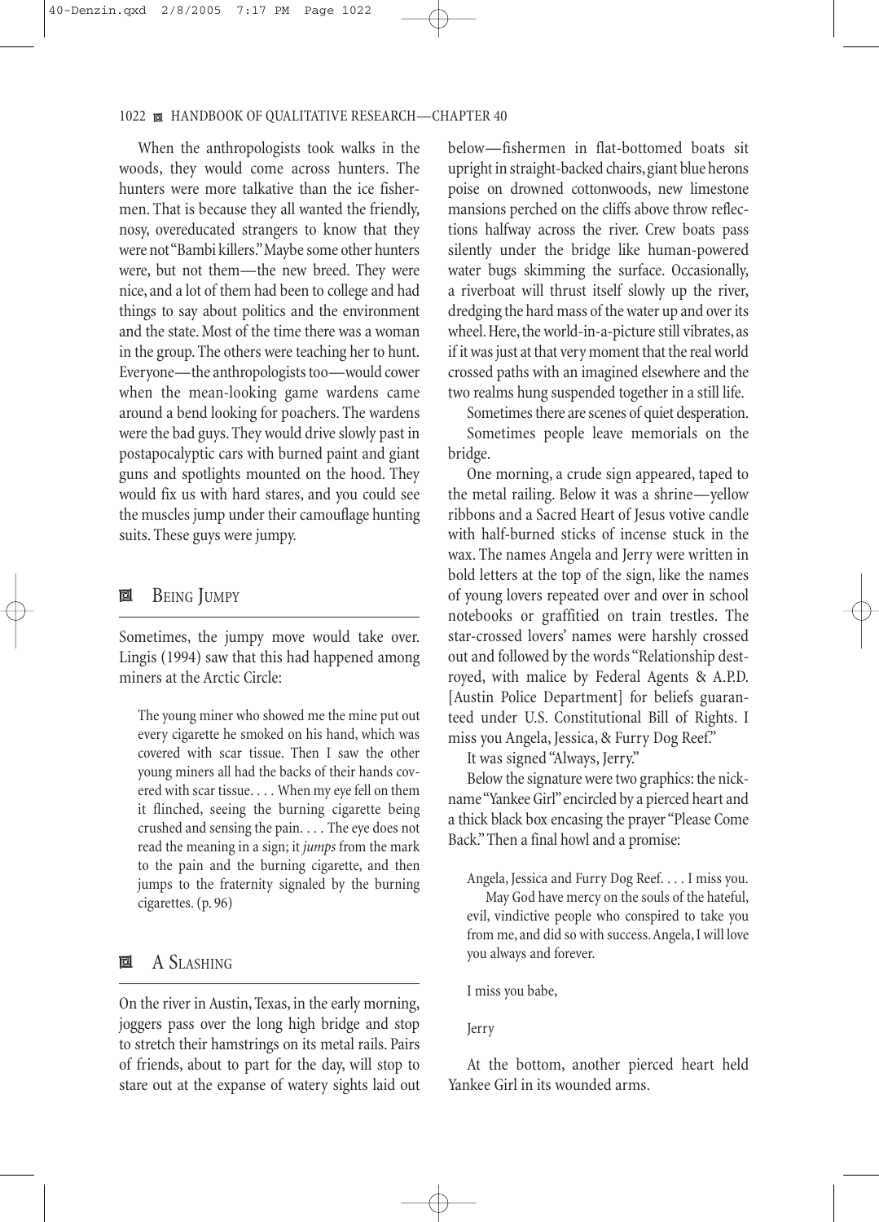When the anthropologists took walks in the woods, they would come across hunters. The hunters were more talkative than the ice fishermen. That is because they all wanted the friendly, nosy, overeducated strangers to know that they were not "Bambi killers." Maybe some other hunters were, but not them—the new breed. They were nice, and a lot of them had been to college and had things to say about politics and the environment and the state. Most of the time there was a woman in the group. The others were teaching her to hunt. Everyone—the anthropologists too—would cower when the mean-looking game wardens came around a bend looking for poachers. The wardens were the bad guys. They would drive slowly past in postapocalyptic cars with burned paint and giant guns and spotlights mounted on the hood. They would fix us with hard stares, and you could see the muscles jump under their camouflage hunting suits. These guys were jumpy.

## Being Jumpy

Sometimes, the jumpy move would take over. Lingis (1994) saw that this had happened among miners at the Arctic Circle:

> The young miner who showed me the mine put out every cigarette he smoked on his hand, which was covered with scar tissue. Then I saw the other young miners all had the backs of their hands covered with scar tissue. . . . When my eye fell on them it flinched, seeing the burning cigarette being crushed and sensing the pain. . . . The eye does not read the meaning in a sign; it *jumps* from the mark to the pain and the burning cigarette, and then jumps to the fraternity signaled by the burning cigarettes. (p. 96)

## A Slashing

On the river in Austin, Texas, in the early morning, joggers pass over the long high bridge and stop to stretch their hamstrings on its metal rails. Pairs of friends, about to part for the day, will stop to stare out at the expanse of watery sights laid out below—fishermen in flat-bottomed boats sit upright in straight-backed chairs, giant blue herons poise on drowned cottonwoods, new limestone mansions perched on the cliffs above throw reflections halfway across the river. Crew boats pass silently under the bridge like human-powered water bugs skimming the surface. Occasionally, a riverboat will thrust itself slowly up the river, dredging the hard mass of the water up and over its wheel. Here, the world-in-a-picture still vibrates, as if it was just at that very moment that the real world crossed paths with an imagined elsewhere and the two realms hung suspended together in a still life.

Sometimes there are scenes of quiet desperation.

Sometimes people leave memorials on the bridge.

One morning, a crude sign appeared, taped to the metal railing. Below it was a shrine—yellow ribbons and a Sacred Heart of Jesus votive candle with half-burned sticks of incense stuck in the wax. The names Angela and Jerry were written in bold letters at the top of the sign, like the names of young lovers repeated over and over in school notebooks or graffitied on train trestles. The star-crossed lovers' names were harshly crossed out and followed by the words "Relationship destroyed, with malice by Federal Agents & A.P.D. [Austin Police Department] for beliefs guaranteed under U.S. Constitutional Bill of Rights. I miss you Angela, Jessica, & Furry Dog Reef."

It was signed "Always, Jerry."

Below the signature were two graphics: the nickname "Yankee Girl" encircled by a pierced heart and a thick black box encasing the prayer "Please Come Back." Then a final howl and a promise:

> Angela, Jessica and Furry Dog Reef. . . . I miss you.
>
> May God have mercy on the souls of the hateful, evil, vindictive people who conspired to take you from me, and did so with success. Angela, I will love you always and forever.
>
> I miss you babe,
>
> Jerry

At the bottom, another pierced heart held Yankee Girl in its wounded arms.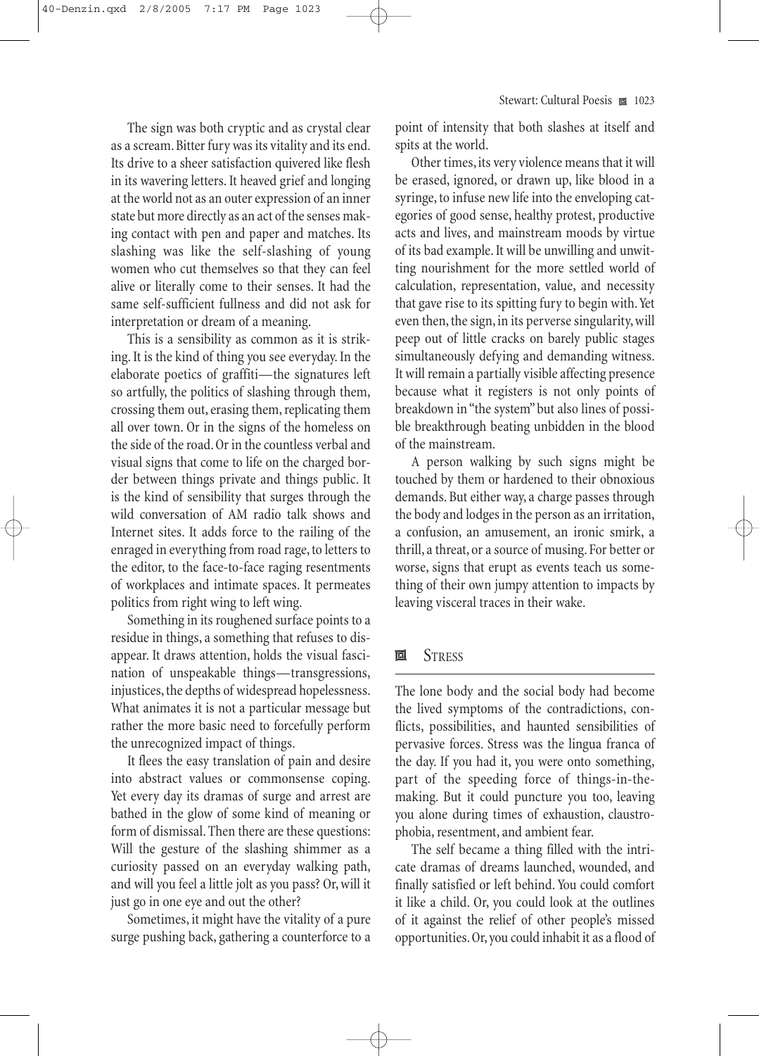The sign was both cryptic and as crystal clear as a scream. Bitter fury was its vitality and its end. Its drive to a sheer satisfaction quivered like flesh in its wavering letters. It heaved grief and longing at the world not as an outer expression of an inner state but more directly as an act of the senses making contact with pen and paper and matches. Its slashing was like the self-slashing of young women who cut themselves so that they can feel alive or literally come to their senses. It had the same self-sufficient fullness and did not ask for interpretation or dream of a meaning.

This is a sensibility as common as it is striking. It is the kind of thing you see everyday. In the elaborate poetics of graffiti—the signatures left so artfully, the politics of slashing through them, crossing them out, erasing them, replicating them all over town. Or in the signs of the homeless on the side of the road. Or in the countless verbal and visual signs that come to life on the charged border between things private and things public. It is the kind of sensibility that surges through the wild conversation of AM radio talk shows and Internet sites. It adds force to the railing of the enraged in everything from road rage, to letters to the editor, to the face-to-face raging resentments of workplaces and intimate spaces. It permeates politics from right wing to left wing.

Something in its roughened surface points to a residue in things, a something that refuses to disappear. It draws attention, holds the visual fascination of unspeakable things—transgressions, injustices, the depths of widespread hopelessness. What animates it is not a particular message but rather the more basic need to forcefully perform the unrecognized impact of things.

It flees the easy translation of pain and desire into abstract values or commonsense coping. Yet every day its dramas of surge and arrest are bathed in the glow of some kind of meaning or form of dismissal. Then there are these questions: Will the gesture of the slashing shimmer as a curiosity passed on an everyday walking path, and will you feel a little jolt as you pass? Or, will it just go in one eye and out the other?

Sometimes, it might have the vitality of a pure surge pushing back, gathering a counterforce to a point of intensity that both slashes at itself and spits at the world.

Other times, its very violence means that it will be erased, ignored, or drawn up, like blood in a syringe, to infuse new life into the enveloping categories of good sense, healthy protest, productive acts and lives, and mainstream moods by virtue of its bad example. It will be unwilling and unwitting nourishment for the more settled world of calculation, representation, value, and necessity that gave rise to its spitting fury to begin with. Yet even then, the sign, in its perverse singularity, will peep out of little cracks on barely public stages simultaneously defying and demanding witness. It will remain a partially visible affecting presence because what it registers is not only points of breakdown in "the system" but also lines of possible breakthrough beating unbidden in the blood of the mainstream.

A person walking by such signs might be touched by them or hardened to their obnoxious demands. But either way, a charge passes through the body and lodges in the person as an irritation, a confusion, an amusement, an ironic smirk, a thrill, a threat, or a source of musing. For better or worse, signs that erupt as events teach us something of their own jumpy attention to impacts by leaving visceral traces in their wake.

## Stress

The lone body and the social body had become the lived symptoms of the contradictions, conflicts, possibilities, and haunted sensibilities of pervasive forces. Stress was the lingua franca of the day. If you had it, you were onto something, part of the speeding force of things-in-the-making. But it could puncture you too, leaving you alone during times of exhaustion, claustrophobia, resentment, and ambient fear.

The self became a thing filled with the intricate dramas of dreams launched, wounded, and finally satisfied or left behind. You could comfort it like a child. Or, you could look at the outlines of it against the relief of other people's missed opportunities. Or, you could inhabit it as a flood of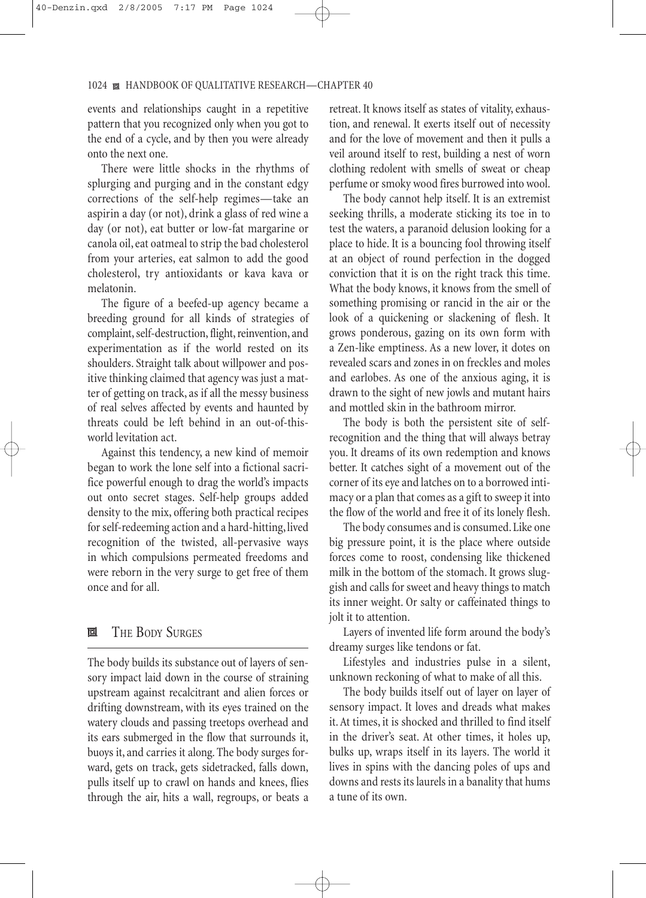events and relationships caught in a repetitive pattern that you recognized only when you got to the end of a cycle, and by then you were already onto the next one.

There were little shocks in the rhythms of splurging and purging and in the constant edgy corrections of the self-help regimes—take an aspirin a day (or not), drink a glass of red wine a day (or not), eat butter or low-fat margarine or canola oil, eat oatmeal to strip the bad cholesterol from your arteries, eat salmon to add the good cholesterol, try antioxidants or kava kava or melatonin.

The figure of a beefed-up agency became a breeding ground for all kinds of strategies of complaint, self-destruction, flight, reinvention, and experimentation as if the world rested on its shoulders. Straight talk about willpower and positive thinking claimed that agency was just a matter of getting on track, as if all the messy business of real selves affected by events and haunted by threats could be left behind in an out-of-this-world levitation act.

Against this tendency, a new kind of memoir began to work the lone self into a fictional sacrifice powerful enough to drag the world's impacts out onto secret stages. Self-help groups added density to the mix, offering both practical recipes for self-redeeming action and a hard-hitting, lived recognition of the twisted, all-pervasive ways in which compulsions permeated freedoms and were reborn in the very surge to get free of them once and for all.

## The Body Surges

The body builds its substance out of layers of sensory impact laid down in the course of straining upstream against recalcitrant and alien forces or drifting downstream, with its eyes trained on the watery clouds and passing treetops overhead and its ears submerged in the flow that surrounds it, buoys it, and carries it along. The body surges forward, gets on track, gets sidetracked, falls down, pulls itself up to crawl on hands and knees, flies through the air, hits a wall, regroups, or beats a retreat. It knows itself as states of vitality, exhaustion, and renewal. It exerts itself out of necessity and for the love of movement and then it pulls a veil around itself to rest, building a nest of worn clothing redolent with smells of sweat or cheap perfume or smoky wood fires burrowed into wool.

The body cannot help itself. It is an extremist seeking thrills, a moderate sticking its toe in to test the waters, a paranoid delusion looking for a place to hide. It is a bouncing fool throwing itself at an object of round perfection in the dogged conviction that it is on the right track this time. What the body knows, it knows from the smell of something promising or rancid in the air or the look of a quickening or slackening of flesh. It grows ponderous, gazing on its own form with a Zen-like emptiness. As a new lover, it dotes on revealed scars and zones in on freckles and moles and earlobes. As one of the anxious aging, it is drawn to the sight of new jowls and mutant hairs and mottled skin in the bathroom mirror.

The body is both the persistent site of self-recognition and the thing that will always betray you. It dreams of its own redemption and knows better. It catches sight of a movement out of the corner of its eye and latches on to a borrowed intimacy or a plan that comes as a gift to sweep it into the flow of the world and free it of its lonely flesh.

The body consumes and is consumed. Like one big pressure point, it is the place where outside forces come to roost, condensing like thickened milk in the bottom of the stomach. It grows sluggish and calls for sweet and heavy things to match its inner weight. Or salty or caffeinated things to jolt it to attention.

Layers of invented life form around the body's dreamy surges like tendons or fat.

Lifestyles and industries pulse in a silent, unknown reckoning of what to make of all this.

The body builds itself out of layer on layer of sensory impact. It loves and dreads what makes it. At times, it is shocked and thrilled to find itself in the driver's seat. At other times, it holes up, bulks up, wraps itself in its layers. The world it lives in spins with the dancing poles of ups and downs and rests its laurels in a banality that hums a tune of its own.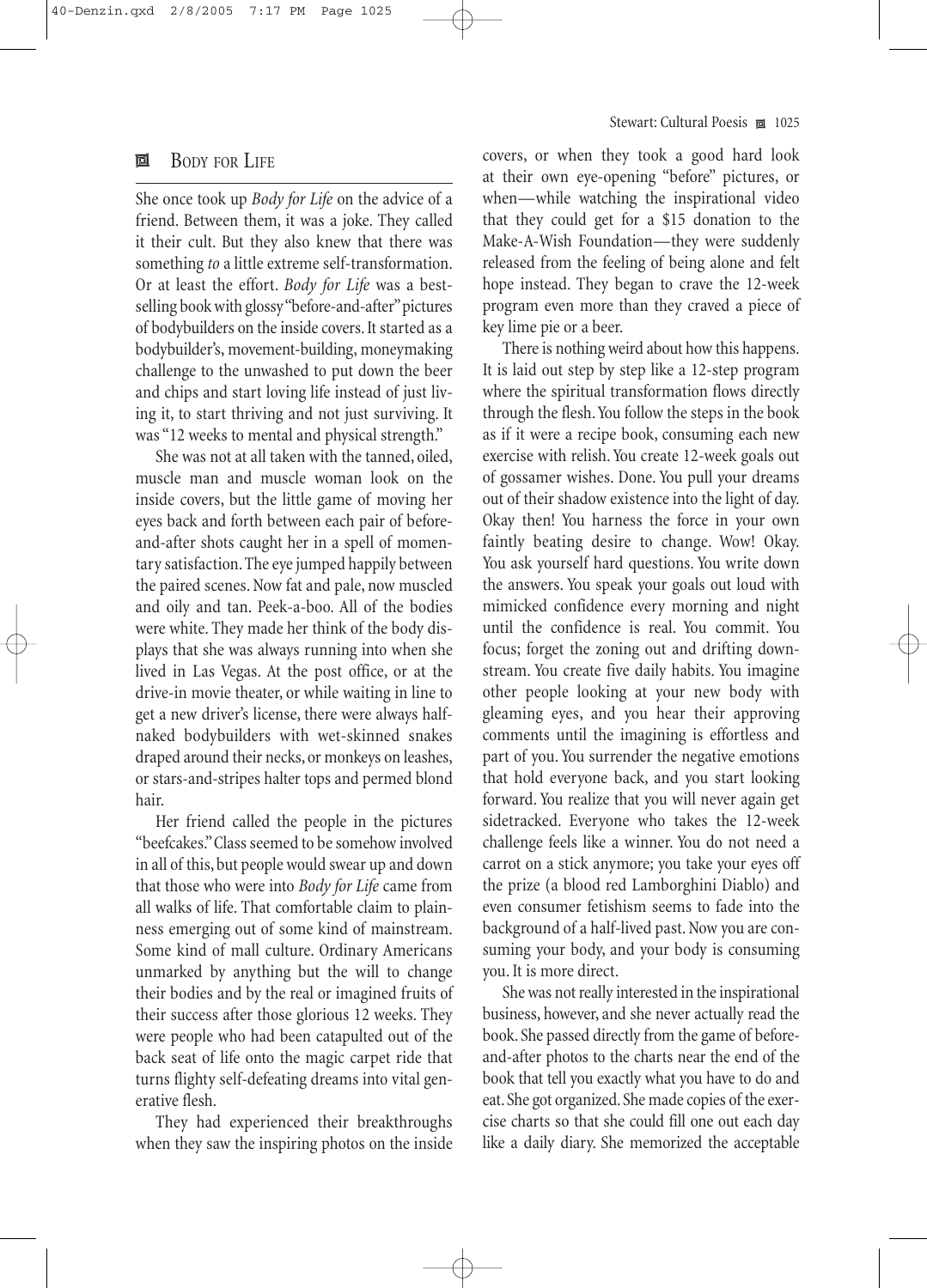## BODY FOR LIFE

She once took up *Body for Life* on the advice of a friend. Between them, it was a joke. They called it their cult. But they also knew that there was something *to* a little extreme self-transformation. Or at least the effort. *Body for Life* was a bestselling book with glossy "before-and-after" pictures of bodybuilders on the inside covers. It started as a bodybuilder's, movement-building, moneymaking challenge to the unwashed to put down the beer and chips and start loving life instead of just living it, to start thriving and not just surviving. It was "12 weeks to mental and physical strength."

She was not at all taken with the tanned, oiled, muscle man and muscle woman look on the inside covers, but the little game of moving her eyes back and forth between each pair of before-and-after shots caught her in a spell of momentary satisfaction. The eye jumped happily between the paired scenes. Now fat and pale, now muscled and oily and tan. Peek-a-boo. All of the bodies were white. They made her think of the body displays that she was always running into when she lived in Las Vegas. At the post office, or at the drive-in movie theater, or while waiting in line to get a new driver's license, there were always half-naked bodybuilders with wet-skinned snakes draped around their necks, or monkeys on leashes, or stars-and-stripes halter tops and permed blond hair.

Her friend called the people in the pictures "beefcakes." Class seemed to be somehow involved in all of this, but people would swear up and down that those who were into *Body for Life* came from all walks of life. That comfortable claim to plainness emerging out of some kind of mainstream. Some kind of mall culture. Ordinary Americans unmarked by anything but the will to change their bodies and by the real or imagined fruits of their success after those glorious 12 weeks. They were people who had been catapulted out of the back seat of life onto the magic carpet ride that turns flighty self-defeating dreams into vital generative flesh.

They had experienced their breakthroughs when they saw the inspiring photos on the inside covers, or when they took a good hard look at their own eye-opening "before" pictures, or when—while watching the inspirational video that they could get for a $15 donation to the Make-A-Wish Foundation—they were suddenly released from the feeling of being alone and felt hope instead. They began to crave the 12-week program even more than they craved a piece of key lime pie or a beer.

There is nothing weird about how this happens. It is laid out step by step like a 12-step program where the spiritual transformation flows directly through the flesh. You follow the steps in the book as if it were a recipe book, consuming each new exercise with relish. You create 12-week goals out of gossamer wishes. Done. You pull your dreams out of their shadow existence into the light of day. Okay then! You harness the force in your own faintly beating desire to change. Wow! Okay. You ask yourself hard questions. You write down the answers. You speak your goals out loud with mimicked confidence every morning and night until the confidence is real. You commit. You focus; forget the zoning out and drifting downstream. You create five daily habits. You imagine other people looking at your new body with gleaming eyes, and you hear their approving comments until the imagining is effortless and part of you. You surrender the negative emotions that hold everyone back, and you start looking forward. You realize that you will never again get sidetracked. Everyone who takes the 12-week challenge feels like a winner. You do not need a carrot on a stick anymore; you take your eyes off the prize (a blood red Lamborghini Diablo) and even consumer fetishism seems to fade into the background of a half-lived past. Now you are consuming your body, and your body is consuming you. It is more direct.

She was not really interested in the inspirational business, however, and she never actually read the book. She passed directly from the game of before-and-after photos to the charts near the end of the book that tell you exactly what you have to do and eat. She got organized. She made copies of the exercise charts so that she could fill one out each day like a daily diary. She memorized the acceptable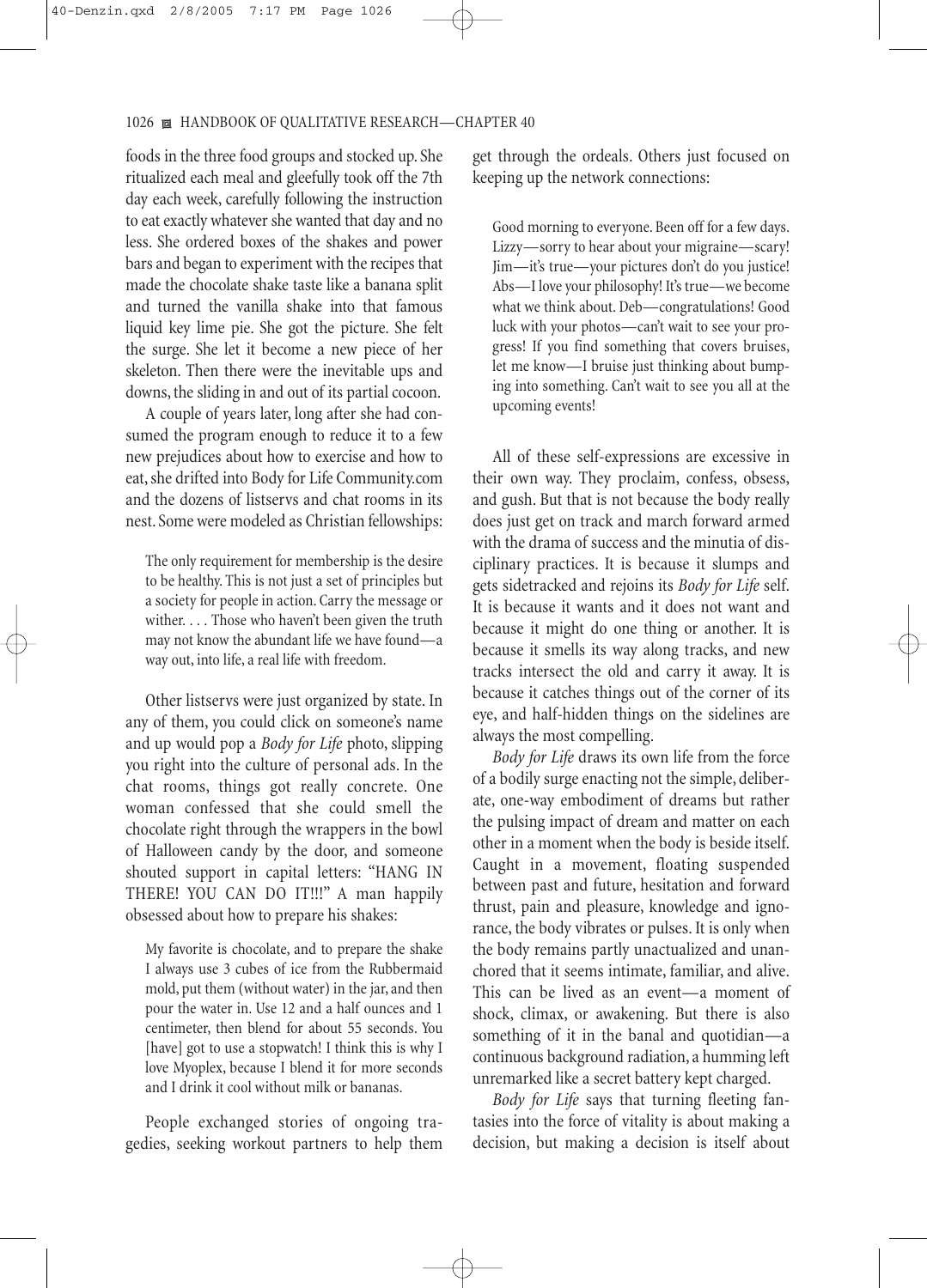foods in the three food groups and stocked up. She ritualized each meal and gleefully took off the 7th day each week, carefully following the instruction to eat exactly whatever she wanted that day and no less. She ordered boxes of the shakes and power bars and began to experiment with the recipes that made the chocolate shake taste like a banana split and turned the vanilla shake into that famous liquid key lime pie. She got the picture. She felt the surge. She let it become a new piece of her skeleton. Then there were the inevitable ups and downs, the sliding in and out of its partial cocoon.

A couple of years later, long after she had consumed the program enough to reduce it to a few new prejudices about how to exercise and how to eat, she drifted into Body for Life Community.com and the dozens of listservs and chat rooms in its nest. Some were modeled as Christian fellowships:

> The only requirement for membership is the desire to be healthy. This is not just a set of principles but a society for people in action. Carry the message or wither. . . . Those who haven't been given the truth may not know the abundant life we have found—a way out, into life, a real life with freedom.

Other listservs were just organized by state. In any of them, you could click on someone's name and up would pop a *Body for Life* photo, slipping you right into the culture of personal ads. In the chat rooms, things got really concrete. One woman confessed that she could smell the chocolate right through the wrappers in the bowl of Halloween candy by the door, and someone shouted support in capital letters: "HANG IN THERE! YOU CAN DO IT!!!" A man happily obsessed about how to prepare his shakes:

> My favorite is chocolate, and to prepare the shake I always use 3 cubes of ice from the Rubbermaid mold, put them (without water) in the jar, and then pour the water in. Use 12 and a half ounces and 1 centimeter, then blend for about 55 seconds. You [have] got to use a stopwatch! I think this is why I love Myoplex, because I blend it for more seconds and I drink it cool without milk or bananas.

People exchanged stories of ongoing tragedies, seeking workout partners to help them get through the ordeals. Others just focused on keeping up the network connections:

> Good morning to everyone. Been off for a few days. Lizzy—sorry to hear about your migraine—scary! Jim—it's true—your pictures don't do you justice! Abs—I love your philosophy! It's true—we become what we think about. Deb—congratulations! Good luck with your photos—can't wait to see your progress! If you find something that covers bruises, let me know—I bruise just thinking about bumping into something. Can't wait to see you all at the upcoming events!

All of these self-expressions are excessive in their own way. They proclaim, confess, obsess, and gush. But that is not because the body really does just get on track and march forward armed with the drama of success and the minutia of disciplinary practices. It is because it slumps and gets sidetracked and rejoins its *Body for Life* self. It is because it wants and it does not want and because it might do one thing or another. It is because it smells its way along tracks, and new tracks intersect the old and carry it away. It is because it catches things out of the corner of its eye, and half-hidden things on the sidelines are always the most compelling.

*Body for Life* draws its own life from the force of a bodily surge enacting not the simple, deliberate, one-way embodiment of dreams but rather the pulsing impact of dream and matter on each other in a moment when the body is beside itself. Caught in a movement, floating suspended between past and future, hesitation and forward thrust, pain and pleasure, knowledge and ignorance, the body vibrates or pulses. It is only when the body remains partly unactualized and unanchored that it seems intimate, familiar, and alive. This can be lived as an event—a moment of shock, climax, or awakening. But there is also something of it in the banal and quotidian—a continuous background radiation, a humming left unremarked like a secret battery kept charged.

*Body for Life* says that turning fleeting fantasies into the force of vitality is about making a decision, but making a decision is itself about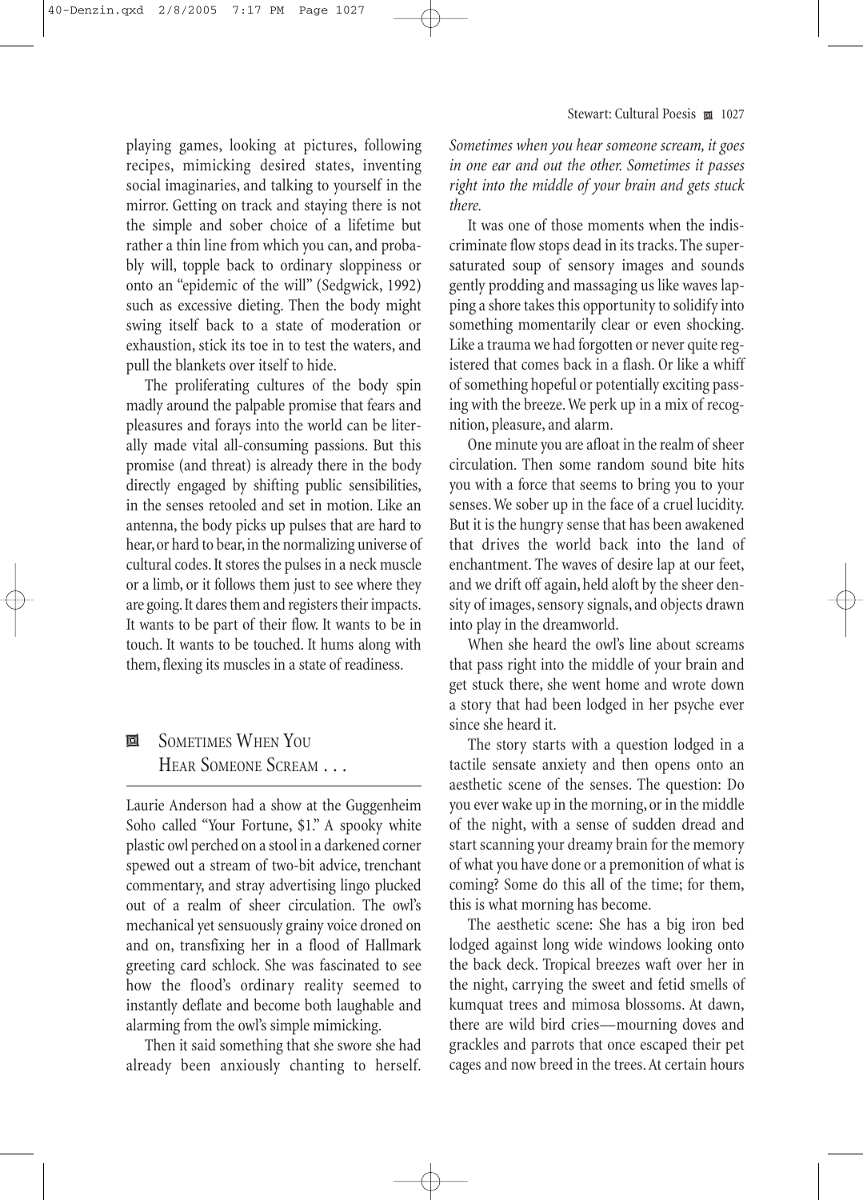playing games, looking at pictures, following recipes, mimicking desired states, inventing social imaginaries, and talking to yourself in the mirror. Getting on track and staying there is not the simple and sober choice of a lifetime but rather a thin line from which you can, and probably will, topple back to ordinary sloppiness or onto an "epidemic of the will" (Sedgwick, 1992) such as excessive dieting. Then the body might swing itself back to a state of moderation or exhaustion, stick its toe in to test the waters, and pull the blankets over itself to hide.

The proliferating cultures of the body spin madly around the palpable promise that fears and pleasures and forays into the world can be literally made vital all-consuming passions. But this promise (and threat) is already there in the body directly engaged by shifting public sensibilities, in the senses retooled and set in motion. Like an antenna, the body picks up pulses that are hard to hear, or hard to bear, in the normalizing universe of cultural codes. It stores the pulses in a neck muscle or a limb, or it follows them just to see where they are going. It dares them and registers their impacts. It wants to be part of their flow. It wants to be in touch. It wants to be touched. It hums along with them, flexing its muscles in a state of readiness.

## Sometimes When You Hear Someone Scream . . .

Laurie Anderson had a show at the Guggenheim Soho called "Your Fortune, $1." A spooky white plastic owl perched on a stool in a darkened corner spewed out a stream of two-bit advice, trenchant commentary, and stray advertising lingo plucked out of a realm of sheer circulation. The owl's mechanical yet sensuously grainy voice droned on and on, transfixing her in a flood of Hallmark greeting card schlock. She was fascinated to see how the flood's ordinary reality seemed to instantly deflate and become both laughable and alarming from the owl's simple mimicking.

Then it said something that she swore she had already been anxiously chanting to herself. *Sometimes when you hear someone scream, it goes in one ear and out the other. Sometimes it passes right into the middle of your brain and gets stuck there.*

It was one of those moments when the indiscriminate flow stops dead in its tracks. The supersaturated soup of sensory images and sounds gently prodding and massaging us like waves lapping a shore takes this opportunity to solidify into something momentarily clear or even shocking. Like a trauma we had forgotten or never quite registered that comes back in a flash. Or like a whiff of something hopeful or potentially exciting passing with the breeze. We perk up in a mix of recognition, pleasure, and alarm.

One minute you are afloat in the realm of sheer circulation. Then some random sound bite hits you with a force that seems to bring you to your senses. We sober up in the face of a cruel lucidity. But it is the hungry sense that has been awakened that drives the world back into the land of enchantment. The waves of desire lap at our feet, and we drift off again, held aloft by the sheer density of images, sensory signals, and objects drawn into play in the dreamworld.

When she heard the owl's line about screams that pass right into the middle of your brain and get stuck there, she went home and wrote down a story that had been lodged in her psyche ever since she heard it.

The story starts with a question lodged in a tactile sensate anxiety and then opens onto an aesthetic scene of the senses. The question: Do you ever wake up in the morning, or in the middle of the night, with a sense of sudden dread and start scanning your dreamy brain for the memory of what you have done or a premonition of what is coming? Some do this all of the time; for them, this is what morning has become.

The aesthetic scene: She has a big iron bed lodged against long wide windows looking onto the back deck. Tropical breezes waft over her in the night, carrying the sweet and fetid smells of kumquat trees and mimosa blossoms. At dawn, there are wild bird cries—mourning doves and grackles and parrots that once escaped their pet cages and now breed in the trees. At certain hours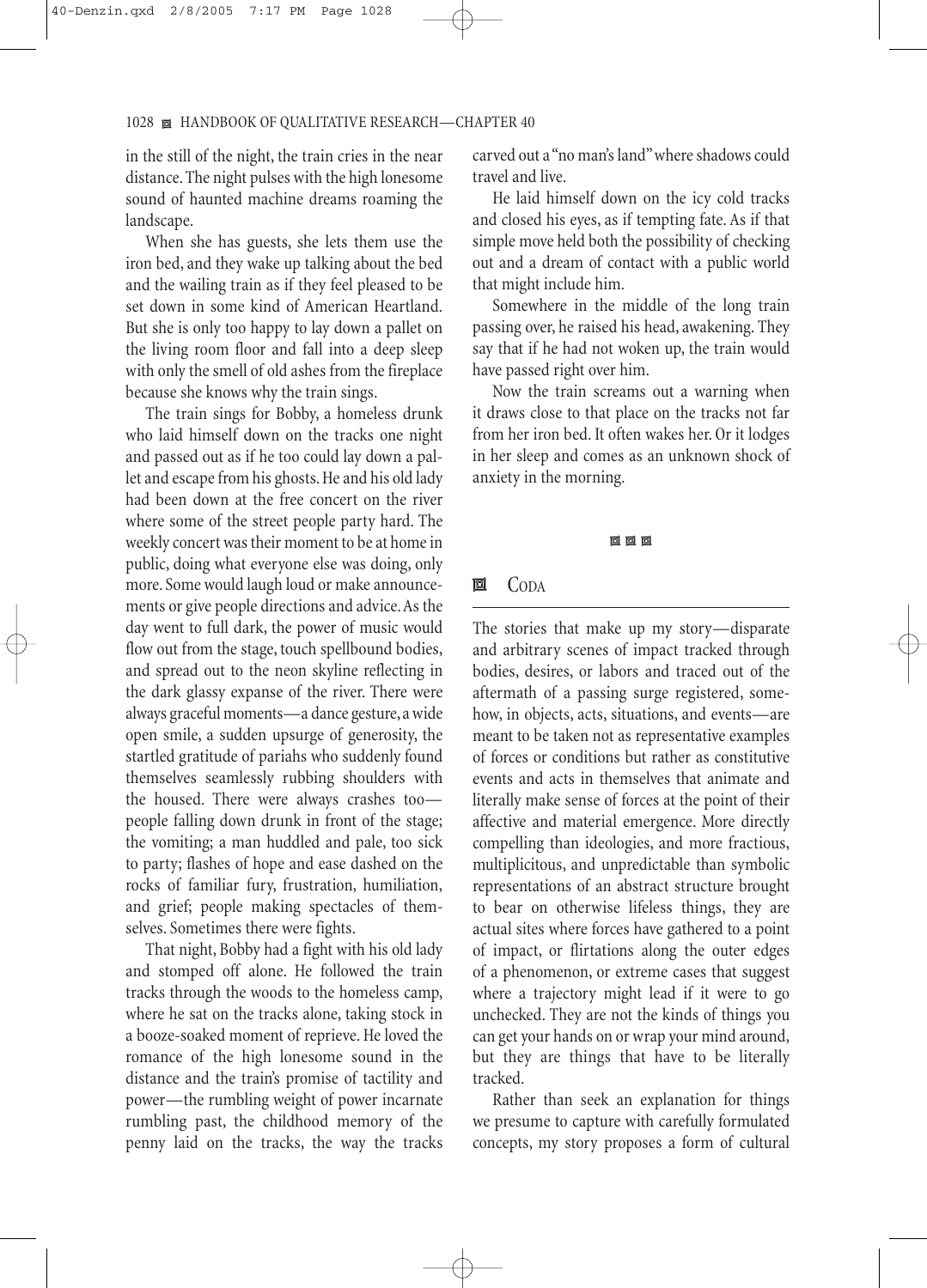in the still of the night, the train cries in the near distance. The night pulses with the high lonesome sound of haunted machine dreams roaming the landscape.

When she has guests, she lets them use the iron bed, and they wake up talking about the bed and the wailing train as if they feel pleased to be set down in some kind of American Heartland. But she is only too happy to lay down a pallet on the living room floor and fall into a deep sleep with only the smell of old ashes from the fireplace because she knows why the train sings.

The train sings for Bobby, a homeless drunk who laid himself down on the tracks one night and passed out as if he too could lay down a pallet and escape from his ghosts. He and his old lady had been down at the free concert on the river where some of the street people party hard. The weekly concert was their moment to be at home in public, doing what everyone else was doing, only more. Some would laugh loud or make announcements or give people directions and advice. As the day went to full dark, the power of music would flow out from the stage, touch spellbound bodies, and spread out to the neon skyline reflecting in the dark glassy expanse of the river. There were always graceful moments—a dance gesture, a wide open smile, a sudden upsurge of generosity, the startled gratitude of pariahs who suddenly found themselves seamlessly rubbing shoulders with the housed. There were always crashes too—people falling down drunk in front of the stage; the vomiting; a man huddled and pale, too sick to party; flashes of hope and ease dashed on the rocks of familiar fury, frustration, humiliation, and grief; people making spectacles of themselves. Sometimes there were fights.

That night, Bobby had a fight with his old lady and stomped off alone. He followed the train tracks through the woods to the homeless camp, where he sat on the tracks alone, taking stock in a booze-soaked moment of reprieve. He loved the romance of the high lonesome sound in the distance and the train's promise of tactility and power—the rumbling weight of power incarnate rumbling past, the childhood memory of the penny laid on the tracks, the way the tracks carved out a "no man's land" where shadows could travel and live.

He laid himself down on the icy cold tracks and closed his eyes, as if tempting fate. As if that simple move held both the possibility of checking out and a dream of contact with a public world that might include him.

Somewhere in the middle of the long train passing over, he raised his head, awakening. They say that if he had not woken up, the train would have passed right over him.

Now the train screams out a warning when it draws close to that place on the tracks not far from her iron bed. It often wakes her. Or it lodges in her sleep and comes as an unknown shock of anxiety in the morning.

## Coda

The stories that make up my story—disparate and arbitrary scenes of impact tracked through bodies, desires, or labors and traced out of the aftermath of a passing surge registered, somehow, in objects, acts, situations, and events—are meant to be taken not as representative examples of forces or conditions but rather as constitutive events and acts in themselves that animate and literally make sense of forces at the point of their affective and material emergence. More directly compelling than ideologies, and more fractious, multiplicitous, and unpredictable than symbolic representations of an abstract structure brought to bear on otherwise lifeless things, they are actual sites where forces have gathered to a point of impact, or flirtations along the outer edges of a phenomenon, or extreme cases that suggest where a trajectory might lead if it were to go unchecked. They are not the kinds of things you can get your hands on or wrap your mind around, but they are things that have to be literally tracked.

Rather than seek an explanation for things we presume to capture with carefully formulated concepts, my story proposes a form of cultural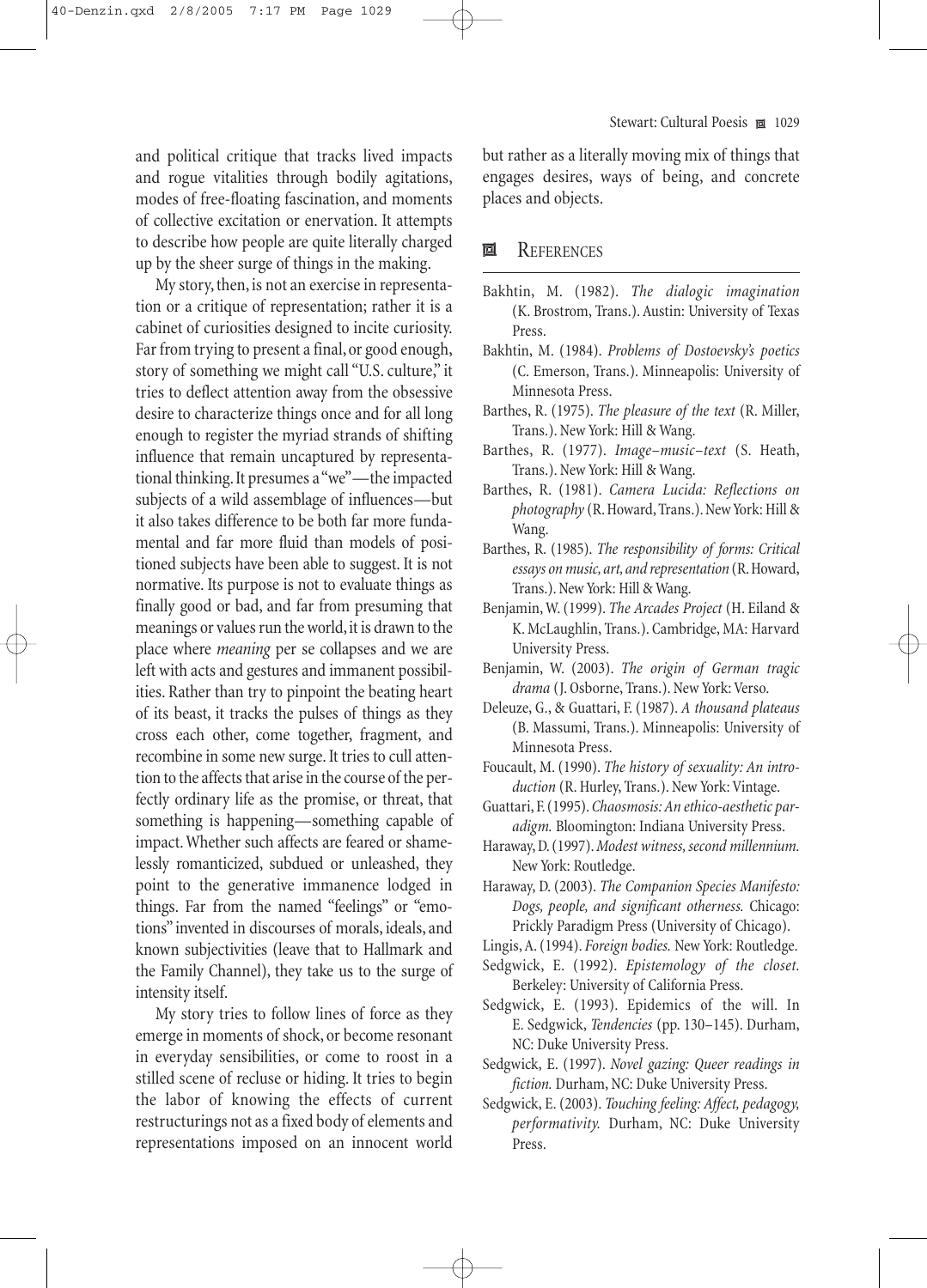and political critique that tracks lived impacts and rogue vitalities through bodily agitations, modes of free-floating fascination, and moments of collective excitation or enervation. It attempts to describe how people are quite literally charged up by the sheer surge of things in the making.

My story, then, is not an exercise in representation or a critique of representation; rather it is a cabinet of curiosities designed to incite curiosity. Far from trying to present a final, or good enough, story of something we might call "U.S. culture," it tries to deflect attention away from the obsessive desire to characterize things once and for all long enough to register the myriad strands of shifting influence that remain uncaptured by representational thinking. It presumes a "we"—the impacted subjects of a wild assemblage of influences—but it also takes difference to be both far more fundamental and far more fluid than models of positioned subjects have been able to suggest. It is not normative. Its purpose is not to evaluate things as finally good or bad, and far from presuming that meanings or values run the world, it is drawn to the place where *meaning* per se collapses and we are left with acts and gestures and immanent possibilities. Rather than try to pinpoint the beating heart of its beast, it tracks the pulses of things as they cross each other, come together, fragment, and recombine in some new surge. It tries to cull attention to the affects that arise in the course of the perfectly ordinary life as the promise, or threat, that something is happening—something capable of impact. Whether such affects are feared or shamelessly romanticized, subdued or unleashed, they point to the generative immanence lodged in things. Far from the named "feelings" or "emotions" invented in discourses of morals, ideals, and known subjectivities (leave that to Hallmark and the Family Channel), they take us to the surge of intensity itself.

My story tries to follow lines of force as they emerge in moments of shock, or become resonant in everyday sensibilities, or come to roost in a stilled scene of recluse or hiding. It tries to begin the labor of knowing the effects of current restructurings not as a fixed body of elements and representations imposed on an innocent world but rather as a literally moving mix of things that engages desires, ways of being, and concrete places and objects.

## References

Bakhtin, M. (1982). *The dialogic imagination* (K. Brostrom, Trans.). Austin: University of Texas Press.

Bakhtin, M. (1984). *Problems of Dostoevsky's poetics* (C. Emerson, Trans.). Minneapolis: University of Minnesota Press.

Barthes, R. (1975). *The pleasure of the text* (R. Miller, Trans.). New York: Hill & Wang.

Barthes, R. (1977). *Image–music–text* (S. Heath, Trans.). New York: Hill & Wang.

Barthes, R. (1981). *Camera Lucida: Reflections on photography* (R. Howard, Trans.). New York: Hill & Wang.

Barthes, R. (1985). *The responsibility of forms: Critical essays on music, art, and representation* (R. Howard, Trans.). New York: Hill & Wang.

Benjamin, W. (1999). *The Arcades Project* (H. Eiland & K. McLaughlin, Trans.). Cambridge, MA: Harvard University Press.

Benjamin, W. (2003). *The origin of German tragic drama* (J. Osborne, Trans.). New York: Verso.

Deleuze, G., & Guattari, F. (1987). *A thousand plateaus* (B. Massumi, Trans.). Minneapolis: University of Minnesota Press.

Foucault, M. (1990). *The history of sexuality: An introduction* (R. Hurley, Trans.). New York: Vintage.

Guattari, F. (1995). *Chaosmosis: An ethico-aesthetic paradigm.* Bloomington: Indiana University Press.

Haraway, D. (1997). *Modest witness, second millennium.* New York: Routledge.

Haraway, D. (2003). *The Companion Species Manifesto: Dogs, people, and significant otherness.* Chicago: Prickly Paradigm Press (University of Chicago).

Lingis, A. (1994). *Foreign bodies.* New York: Routledge.

Sedgwick, E. (1992). *Epistemology of the closet.* Berkeley: University of California Press.

Sedgwick, E. (1993). Epidemics of the will. In E. Sedgwick, *Tendencies* (pp. 130–145). Durham, NC: Duke University Press.

Sedgwick, E. (1997). *Novel gazing: Queer readings in fiction.* Durham, NC: Duke University Press.

Sedgwick, E. (2003). *Touching feeling: Affect, pedagogy, performativity.* Durham, NC: Duke University Press.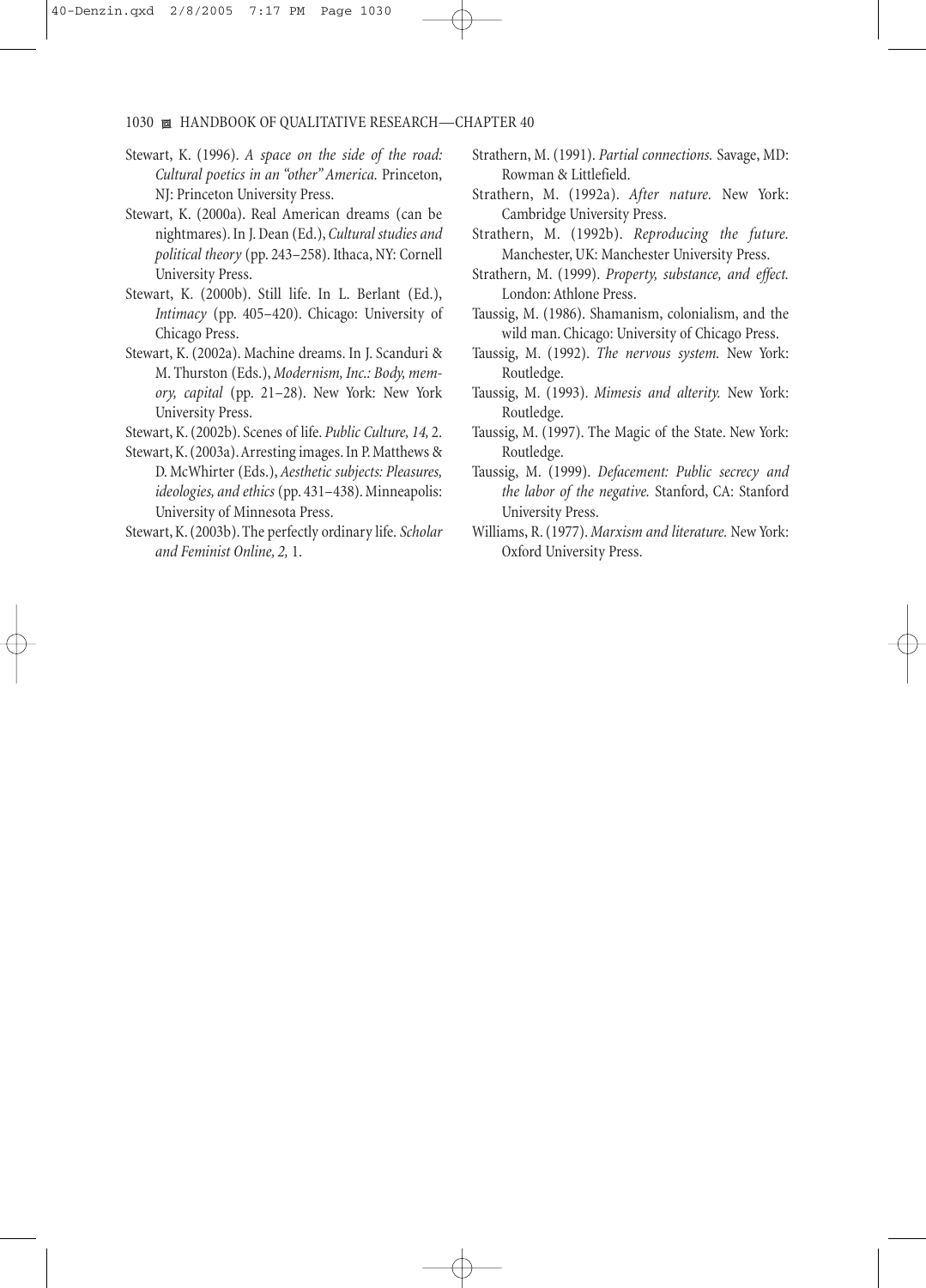Stewart, K. (1996). *A space on the side of the road: Cultural poetics in an "other" America.* Princeton, NJ: Princeton University Press.

Stewart, K. (2000a). Real American dreams (can be nightmares). In J. Dean (Ed.), *Cultural studies and political theory* (pp. 243–258). Ithaca, NY: Cornell University Press.

Stewart, K. (2000b). Still life. In L. Berlant (Ed.), *Intimacy* (pp. 405–420). Chicago: University of Chicago Press.

Stewart, K. (2002a). Machine dreams. In J. Scanduri & M. Thurston (Eds.), *Modernism, Inc.: Body, memory, capital* (pp. 21–28). New York: New York University Press.

Stewart, K. (2002b). Scenes of life. *Public Culture, 14,* 2.

Stewart, K. (2003a). Arresting images. In P. Matthews & D. McWhirter (Eds.), *Aesthetic subjects: Pleasures, ideologies, and ethics* (pp. 431–438). Minneapolis: University of Minnesota Press.

Stewart, K. (2003b). The perfectly ordinary life. *Scholar and Feminist Online, 2,* 1.

Strathern, M. (1991). *Partial connections.* Savage, MD: Rowman & Littlefield.

Strathern, M. (1992a). *After nature.* New York: Cambridge University Press.

Strathern, M. (1992b). *Reproducing the future.* Manchester, UK: Manchester University Press.

Strathern, M. (1999). *Property, substance, and effect.* London: Athlone Press.

Taussig, M. (1986). Shamanism, colonialism, and the wild man. Chicago: University of Chicago Press.

Taussig, M. (1992). *The nervous system.* New York: Routledge.

Taussig, M. (1993). *Mimesis and alterity.* New York: Routledge.

Taussig, M. (1997). The Magic of the State. New York: Routledge.

Taussig, M. (1999). *Defacement: Public secrecy and the labor of the negative.* Stanford, CA: Stanford University Press.

Williams, R. (1977). *Marxism and literature.* New York: Oxford University Press.